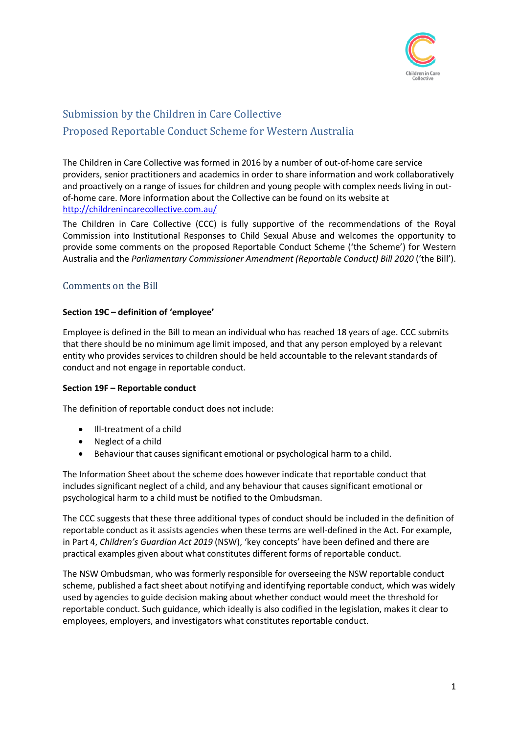# Submission by the Children in Care Collective
# Proposed Reportable Conduct Scheme for Western Australia

The Children in Care Collective was formed in 2016 by a number of out-of-home care service providers, senior practitioners and academics in order to share information and work collaboratively and proactively on a range of issues for children and young people with complex needs living in out-of-home care. More information about the Collective can be found on its website at http://childrenincarecollective.com.au/

The Children in Care Collective (CCC) is fully supportive of the recommendations of the Royal Commission into Institutional Responses to Child Sexual Abuse and welcomes the opportunity to provide some comments on the proposed Reportable Conduct Scheme ('the Scheme') for Western Australia and the *Parliamentary Commissioner Amendment (Reportable Conduct) Bill 2020* ('the Bill').

## Comments on the Bill

**Section 19C – definition of 'employee'**

Employee is defined in the Bill to mean an individual who has reached 18 years of age. CCC submits that there should be no minimum age limit imposed, and that any person employed by a relevant entity who provides services to children should be held accountable to the relevant standards of conduct and not engage in reportable conduct.

**Section 19F – Reportable conduct**

The definition of reportable conduct does not include:

- Ill-treatment of a child
- Neglect of a child
- Behaviour that causes significant emotional or psychological harm to a child.

The Information Sheet about the scheme does however indicate that reportable conduct that includes significant neglect of a child, and any behaviour that causes significant emotional or psychological harm to a child must be notified to the Ombudsman.

The CCC suggests that these three additional types of conduct should be included in the definition of reportable conduct as it assists agencies when these terms are well-defined in the Act. For example, in Part 4, *Children's Guardian Act 2019* (NSW), 'key concepts' have been defined and there are practical examples given about what constitutes different forms of reportable conduct.

The NSW Ombudsman, who was formerly responsible for overseeing the NSW reportable conduct scheme, published a fact sheet about notifying and identifying reportable conduct, which was widely used by agencies to guide decision making about whether conduct would meet the threshold for reportable conduct. Such guidance, which ideally is also codified in the legislation, makes it clear to employees, employers, and investigators what constitutes reportable conduct.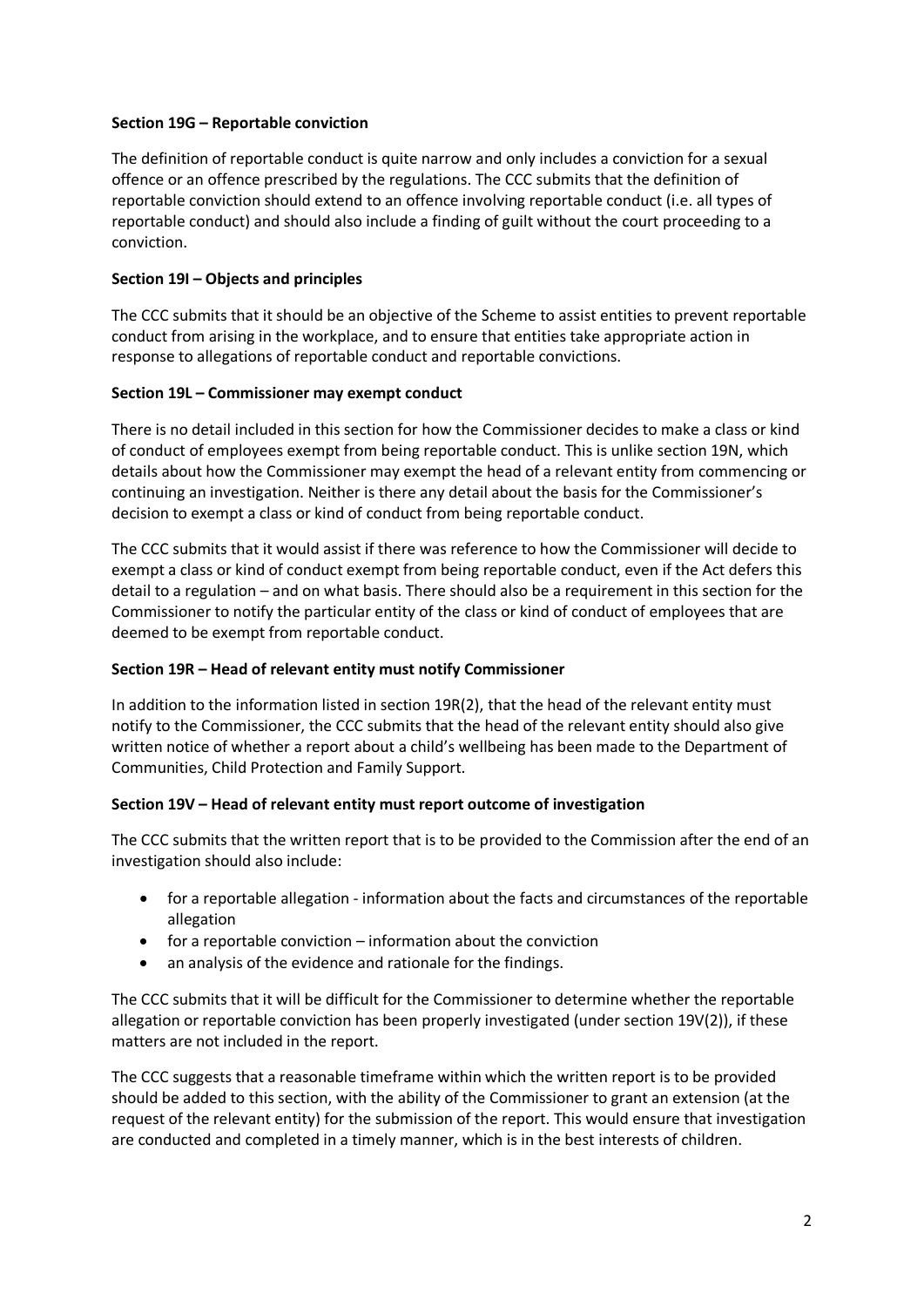**Section 19G – Reportable conviction**

The definition of reportable conduct is quite narrow and only includes a conviction for a sexual offence or an offence prescribed by the regulations. The CCC submits that the definition of reportable conviction should extend to an offence involving reportable conduct (i.e. all types of reportable conduct) and should also include a finding of guilt without the court proceeding to a conviction.

**Section 19I – Objects and principles**

The CCC submits that it should be an objective of the Scheme to assist entities to prevent reportable conduct from arising in the workplace, and to ensure that entities take appropriate action in response to allegations of reportable conduct and reportable convictions.

**Section 19L – Commissioner may exempt conduct**

There is no detail included in this section for how the Commissioner decides to make a class or kind of conduct of employees exempt from being reportable conduct. This is unlike section 19N, which details about how the Commissioner may exempt the head of a relevant entity from commencing or continuing an investigation. Neither is there any detail about the basis for the Commissioner's decision to exempt a class or kind of conduct from being reportable conduct.

The CCC submits that it would assist if there was reference to how the Commissioner will decide to exempt a class or kind of conduct exempt from being reportable conduct, even if the Act defers this detail to a regulation – and on what basis. There should also be a requirement in this section for the Commissioner to notify the particular entity of the class or kind of conduct of employees that are deemed to be exempt from reportable conduct.

**Section 19R – Head of relevant entity must notify Commissioner**

In addition to the information listed in section 19R(2), that the head of the relevant entity must notify to the Commissioner, the CCC submits that the head of the relevant entity should also give written notice of whether a report about a child's wellbeing has been made to the Department of Communities, Child Protection and Family Support.

**Section 19V – Head of relevant entity must report outcome of investigation**

The CCC submits that the written report that is to be provided to the Commission after the end of an investigation should also include:

- for a reportable allegation - information about the facts and circumstances of the reportable allegation
- for a reportable conviction – information about the conviction
- an analysis of the evidence and rationale for the findings.

The CCC submits that it will be difficult for the Commissioner to determine whether the reportable allegation or reportable conviction has been properly investigated (under section 19V(2)), if these matters are not included in the report.

The CCC suggests that a reasonable timeframe within which the written report is to be provided should be added to this section, with the ability of the Commissioner to grant an extension (at the request of the relevant entity) for the submission of the report. This would ensure that investigation are conducted and completed in a timely manner, which is in the best interests of children.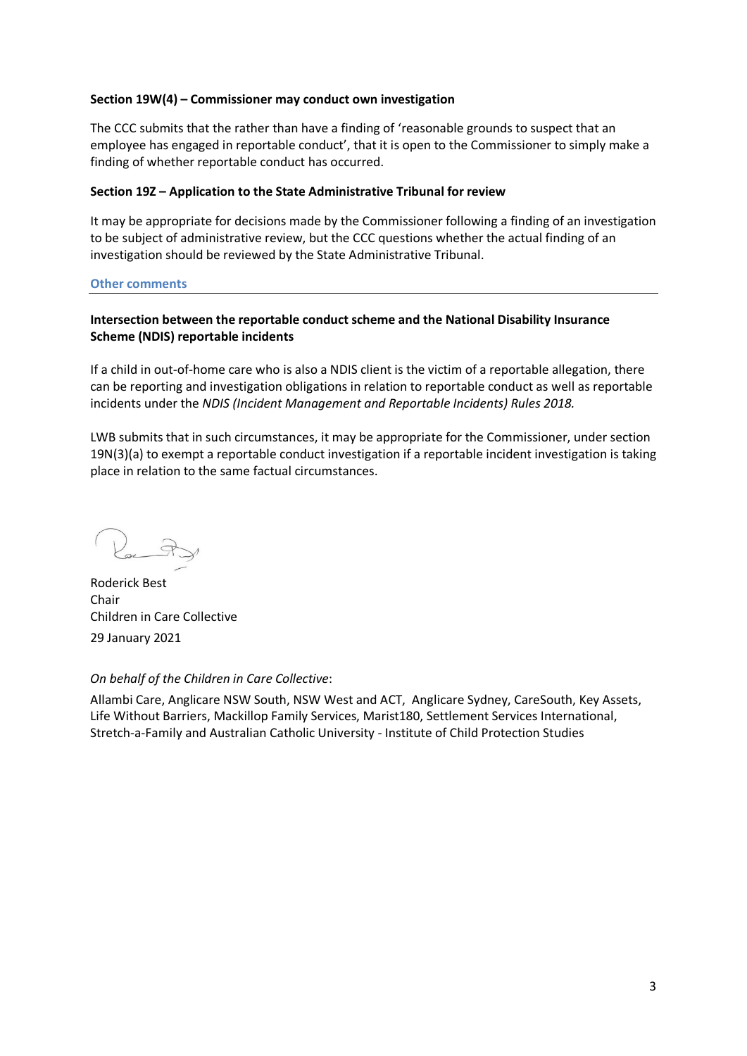**Section 19W(4) – Commissioner may conduct own investigation**

The CCC submits that the rather than have a finding of 'reasonable grounds to suspect that an employee has engaged in reportable conduct', that it is open to the Commissioner to simply make a finding of whether reportable conduct has occurred.

**Section 19Z – Application to the State Administrative Tribunal for review**

It may be appropriate for decisions made by the Commissioner following a finding of an investigation to be subject of administrative review, but the CCC questions whether the actual finding of an investigation should be reviewed by the State Administrative Tribunal.

## Other comments

**Intersection between the reportable conduct scheme and the National Disability Insurance Scheme (NDIS) reportable incidents**

If a child in out-of-home care who is also a NDIS client is the victim of a reportable allegation, there can be reporting and investigation obligations in relation to reportable conduct as well as reportable incidents under the *NDIS (Incident Management and Reportable Incidents) Rules 2018.*

LWB submits that in such circumstances, it may be appropriate for the Commissioner, under section 19N(3)(a) to exempt a reportable conduct investigation if a reportable incident investigation is taking place in relation to the same factual circumstances.

Roderick Best
Chair
Children in Care Collective
29 January 2021

*On behalf of the Children in Care Collective*:

Allambi Care, Anglicare NSW South, NSW West and ACT, Anglicare Sydney, CareSouth, Key Assets, Life Without Barriers, Mackillop Family Services, Marist180, Settlement Services International, Stretch-a-Family and Australian Catholic University - Institute of Child Protection Studies